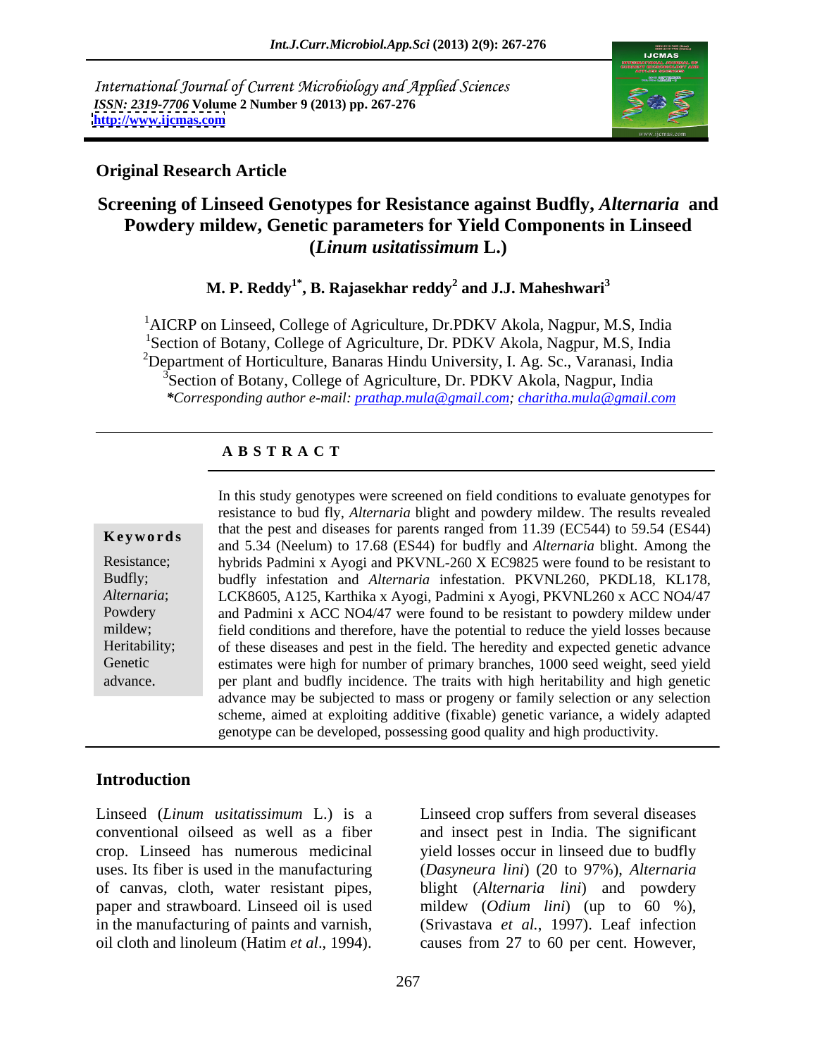International Journal of Current Microbiology and Applied Sciences
*ISSN: 2319-7706* **Volume 2 Number 9 (2013) pp. 267-276**
**http://www.ijcmas.com**

**Original Research Article**

# Screening of Linseed Genotypes for Resistance against Budfly, *Alternaria* and Powdery mildew, Genetic parameters for Yield Components in Linseed (*Linum usitatissimum* L.)

**M. P. Reddy[1*], B. Rajasekhar reddy[2] and J.J. Maheshwari[3]**

[1]AICRP on Linseed, College of Agriculture, Dr.PDKV Akola, Nagpur, M.S, India
[1]Section of Botany, College of Agriculture, Dr. PDKV Akola, Nagpur, M.S, India
[2]Department of Horticulture, Banaras Hindu University, I. Ag. Sc., Varanasi, India
[3]Section of Botany, College of Agriculture, Dr. PDKV Akola, Nagpur, India
*\*Corresponding author e-mail: prathap.mula@gmail.com; charitha.mula@gmail.com*

## ABSTRACT

**Keywords**

Resistance; Budfly; *Alternaria*; Powdery mildew; Heritability; Genetic advance.

In this study genotypes were screened on field conditions to evaluate genotypes for resistance to bud fly, *Alternaria* blight and powdery mildew. The results revealed that the pest and diseases for parents ranged from 11.39 (EC544) to 59.54 (ES44) and 5.34 (Neelum) to 17.68 (ES44) for budfly and *Alternaria* blight. Among the hybrids Padmini x Ayogi and PKVNL-260 X EC9825 were found to be resistant to budfly infestation and *Alternaria* infestation. PKVNL260, PKDL18, KL178, LCK8605, A125, Karthika x Ayogi, Padmini x Ayogi, PKVNL260 x ACC NO4/47 and Padmini x ACC NO4/47 were found to be resistant to powdery mildew under field conditions and therefore, have the potential to reduce the yield losses because of these diseases and pest in the field. The heredity and expected genetic advance estimates were high for number of primary branches, 1000 seed weight, seed yield per plant and budfly incidence. The traits with high heritability and high genetic advance may be subjected to mass or progeny or family selection or any selection scheme, aimed at exploiting additive (fixable) genetic variance, a widely adapted genotype can be developed, possessing good quality and high productivity.

## Introduction

Linseed (*Linum usitatissimum* L.) is a conventional oilseed as well as a fiber crop. Linseed has numerous medicinal uses. Its fiber is used in the manufacturing of canvas, cloth, water resistant pipes, paper and strawboard. Linseed oil is used in the manufacturing of paints and varnish, oil cloth and linoleum (Hatim *et al*., 1994).

Linseed crop suffers from several diseases and insect pest in India. The significant yield losses occur in linseed due to budfly (*Dasyneura lini*) (20 to 97%), *Alternaria* blight (*Alternaria lini*) and powdery mildew (*Odium lini*) (up to 60 %), (Srivastava *et al.*, 1997). Leaf infection causes from 27 to 60 per cent. However,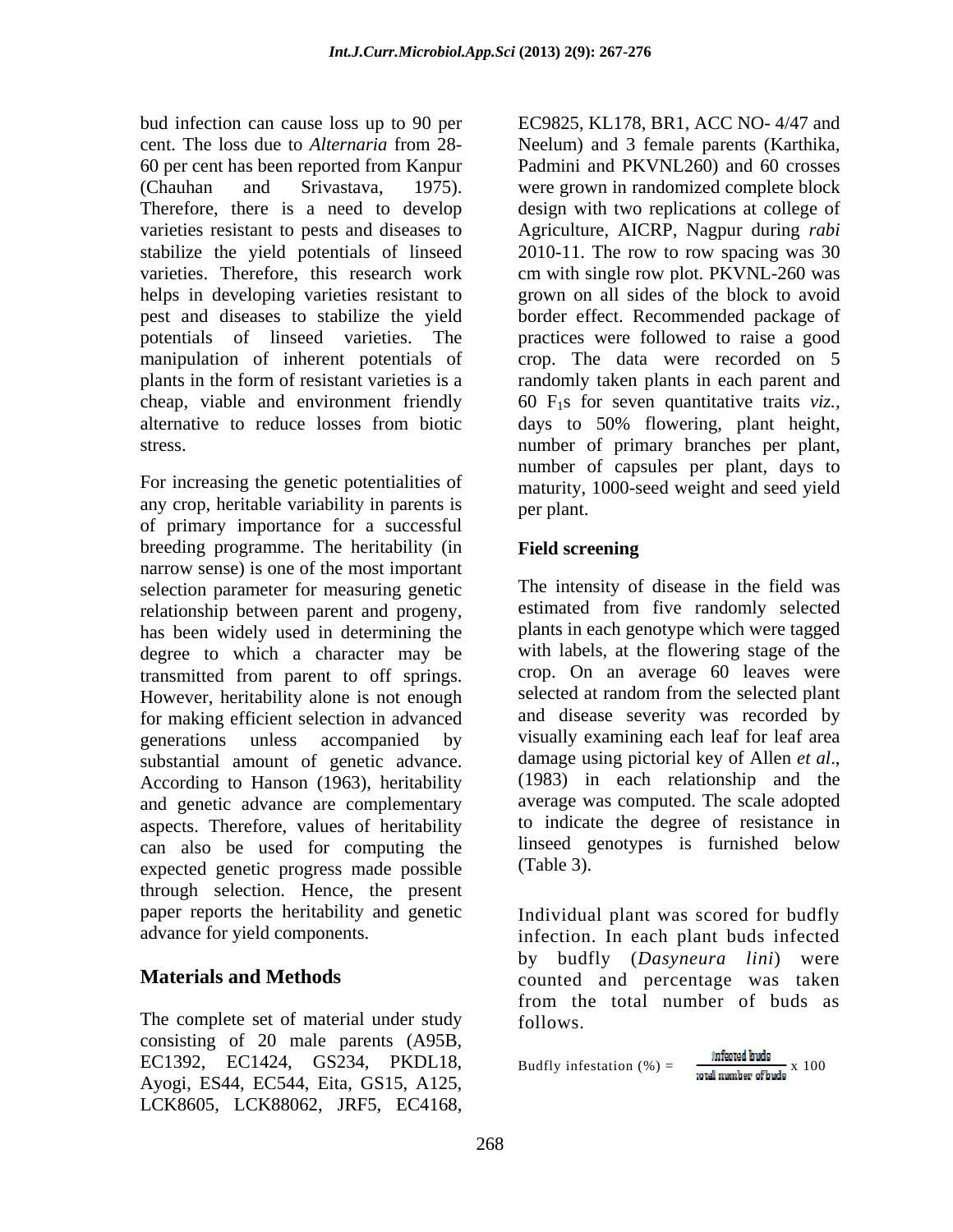bud infection can cause loss up to 90 per cent. The loss due to *Alternaria* from 28-60 per cent has been reported from Kanpur (Chauhan and Srivastava, 1975). Therefore, there is a need to develop varieties resistant to pests and diseases to stabilize the yield potentials of linseed varieties. Therefore, this research work helps in developing varieties resistant to pest and diseases to stabilize the yield potentials of linseed varieties. The manipulation of inherent potentials of plants in the form of resistant varieties is a cheap, viable and environment friendly alternative to reduce losses from biotic stress.

For increasing the genetic potentialities of any crop, heritable variability in parents is of primary importance for a successful breeding programme. The heritability (in narrow sense) is one of the most important selection parameter for measuring genetic relationship between parent and progeny, has been widely used in determining the degree to which a character may be transmitted from parent to off springs. However, heritability alone is not enough for making efficient selection in advanced generations unless accompanied by substantial amount of genetic advance. According to Hanson (1963), heritability and genetic advance are complementary aspects. Therefore, values of heritability can also be used for computing the expected genetic progress made possible through selection. Hence, the present paper reports the heritability and genetic advance for yield components.

## Materials and Methods

The complete set of material under study consisting of 20 male parents (A95B, EC1392, EC1424, GS234, PKDL18, Ayogi, ES44, EC544, Eita, GS15, A125, LCK8605, LCK88062, JRF5, EC4168, EC9825, KL178, BR1, ACC NO- 4/47 and Neelum) and 3 female parents (Karthika, Padmini and PKVNL260) and 60 crosses were grown in randomized complete block design with two replications at college of Agriculture, AICRP, Nagpur during *rabi* 2010-11. The row to row spacing was 30 cm with single row plot. PKVNL-260 was grown on all sides of the block to avoid border effect. Recommended package of practices were followed to raise a good crop. The data were recorded on 5 randomly taken plants in each parent and 60 $F_1$s for seven quantitative traits *viz.*, days to 50% flowering, plant height, number of primary branches per plant, number of capsules per plant, days to maturity, 1000-seed weight and seed yield per plant.

### Field screening

The intensity of disease in the field was estimated from five randomly selected plants in each genotype which were tagged with labels, at the flowering stage of the crop. On an average 60 leaves were selected at random from the selected plant and disease severity was recorded by visually examining each leaf for leaf area damage using pictorial key of Allen *et al*., (1983) in each relationship and the average was computed. The scale adopted to indicate the degree of resistance in linseed genotypes is furnished below (Table 3).

Individual plant was scored for budfly infection. In each plant buds infected by budfly (*Dasyneura lini*) were counted and percentage was taken from the total number of buds as follows.

$$\text{Budfly infestation (\%)} = \frac{\text{infected buds}}{\text{total number of buds}} \times 100$$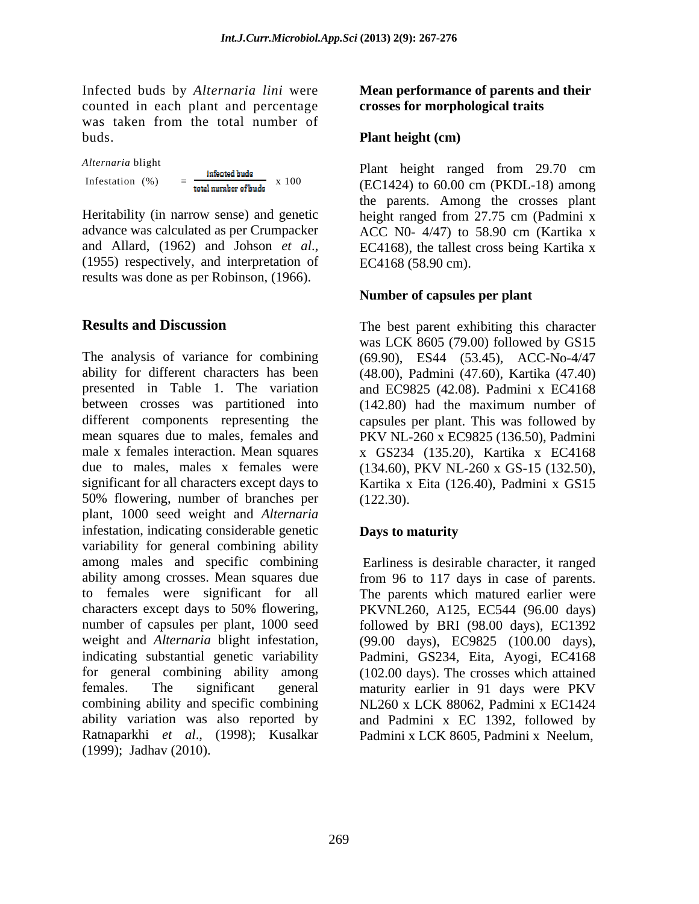Infected buds by *Alternaria lini* were counted in each plant and percentage was taken from the total number of buds.

*Alternaria* blight

$$\text{Infestation (\%)} = \frac{\text{infected buds}}{\text{total number of buds}} \times 100$$

Heritability (in narrow sense) and genetic advance was calculated as per Crumpacker and Allard, (1962) and Johson *et al*., (1955) respectively, and interpretation of results was done as per Robinson, (1966).

## Results and Discussion

The analysis of variance for combining ability for different characters has been presented in Table 1. The variation between crosses was partitioned into different components representing the mean squares due to males, females and male x females interaction. Mean squares due to males, males x females were significant for all characters except days to 50% flowering, number of branches per plant, 1000 seed weight and *Alternaria* infestation, indicating considerable genetic variability for general combining ability among males and specific combining ability among crosses. Mean squares due to females were significant for all characters except days to 50% flowering, number of capsules per plant, 1000 seed weight and *Alternaria* blight infestation, indicating substantial genetic variability for general combining ability among females. The significant general combining ability and specific combining ability variation was also reported by Ratnaparkhi *et al*., (1998); Kusalkar (1999); Jadhav (2010).

### Mean performance of parents and their crosses for morphological traits

#### Plant height (cm)

Plant height ranged from 29.70 cm (EC1424) to 60.00 cm (PKDL-18) among the parents. Among the crosses plant height ranged from 27.75 cm (Padmini x ACC N0- 4/47) to 58.90 cm (Kartika x EC4168), the tallest cross being Kartika x EC4168 (58.90 cm).

#### Number of capsules per plant

The best parent exhibiting this character was LCK 8605 (79.00) followed by GS15 (69.90), ES44 (53.45), ACC-No-4/47 (48.00), Padmini (47.60), Kartika (47.40) and EC9825 (42.08). Padmini x EC4168 (142.80) had the maximum number of capsules per plant. This was followed by PKV NL-260 x EC9825 (136.50), Padmini x GS234 (135.20), Kartika x EC4168 (134.60), PKV NL-260 x GS-15 (132.50), Kartika x Eita (126.40), Padmini x GS15 (122.30).

#### Days to maturity

Earliness is desirable character, it ranged from 96 to 117 days in case of parents. The parents which matured earlier were PKVNL260, A125, EC544 (96.00 days) followed by BRI (98.00 days), EC1392 (99.00 days), EC9825 (100.00 days), Padmini, GS234, Eita, Ayogi, EC4168 (102.00 days). The crosses which attained maturity earlier in 91 days were PKV NL260 x LCK 88062, Padmini x EC1424 and Padmini x EC 1392, followed by Padmini x LCK 8605, Padmini x Neelum,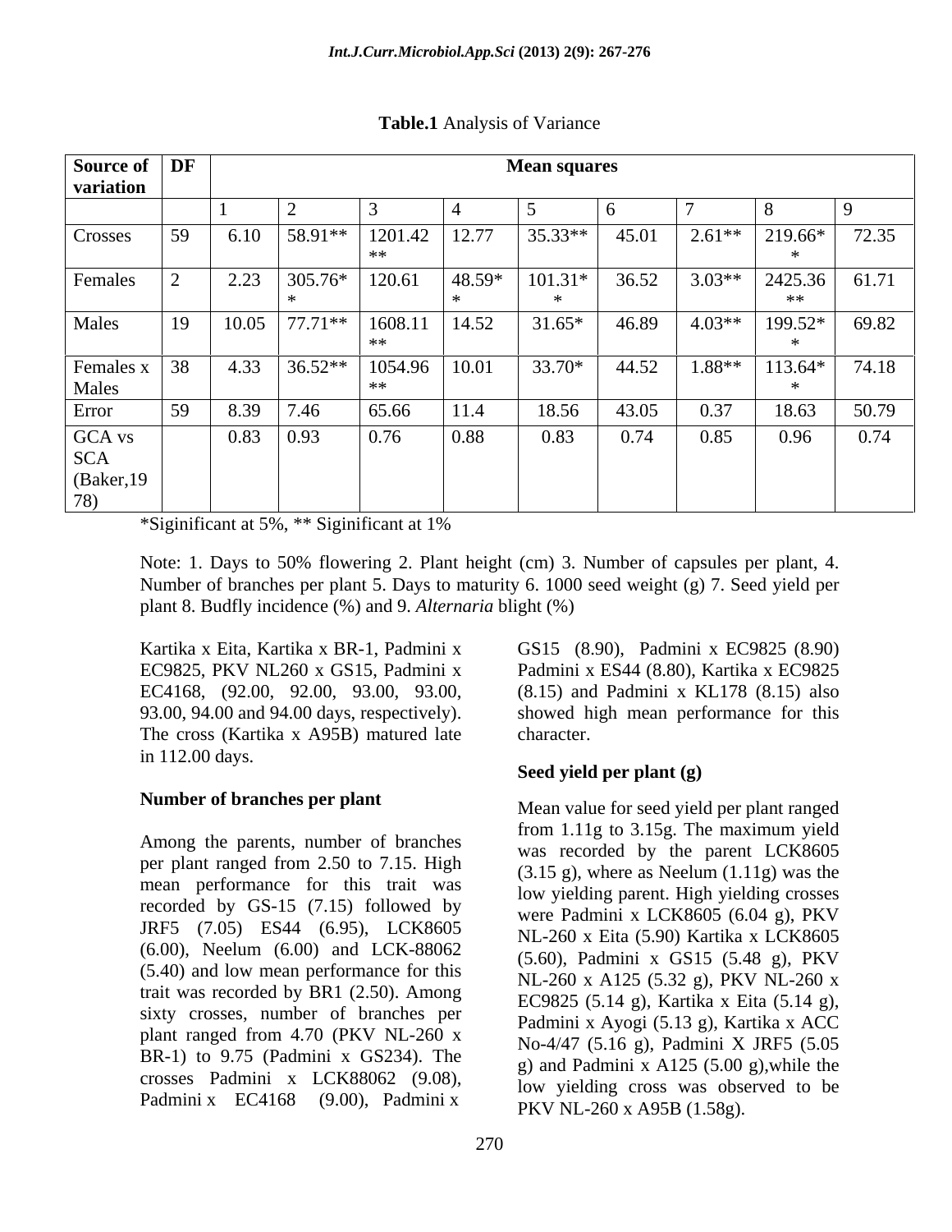**Table.1** Analysis of Variance

| Source of variation | DF | Mean squares | | | | | | | | |
|---|---|---|---|---|---|---|---|---|---|---|
| | | 1 | 2 | 3 | 4 | 5 | 6 | 7 | 8 | 9 |
| Crosses | 59 | 6.10 | 58.91** | 1201.42** | 12.77 | 35.33** | 45.01 | 2.61** | 219.66** | 72.35 |
| Females | 2 | 2.23 | 305.76** | 120.61 | 48.59** | 101.31** | 36.52 | 3.03** | 2425.36** | 61.71 |
| Males | 19 | 10.05 | 77.71** | 1608.11** | 14.52 | 31.65* | 46.89 | 4.03** | 199.52** | 69.82 |
| Females x Males | 38 | 4.33 | 36.52** | 1054.96** | 10.01 | 33.70* | 44.52 | 1.88** | 113.64** | 74.18 |
| Error | 59 | 8.39 | 7.46 | 65.66 | 11.4 | 18.56 | 43.05 | 0.37 | 18.63 | 50.79 |
| GCA vs SCA (Baker,1978) | | 0.83 | 0.93 | 0.76 | 0.88 | 0.83 | 0.74 | 0.85 | 0.96 | 0.74 |

*Siginificant at 5%, ** Siginificant at 1%

Note: 1. Days to 50% flowering 2. Plant height (cm) 3. Number of capsules per plant, 4. Number of branches per plant 5. Days to maturity 6. 1000 seed weight (g) 7. Seed yield per plant 8. Budfly incidence (%) and 9. *Alternaria* blight (%)

Kartika x Eita, Kartika x BR-1, Padmini x EC9825, PKV NL260 x GS15, Padmini x EC4168, (92.00, 92.00, 93.00, 93.00, 93.00, 94.00 and 94.00 days, respectively). The cross (Kartika x A95B) matured late in 112.00 days.

### Number of branches per plant

Among the parents, number of branches per plant ranged from 2.50 to 7.15. High mean performance for this trait was recorded by GS-15 (7.15) followed by JRF5 (7.05) ES44 (6.95), LCK8605 (6.00), Neelum (6.00) and LCK-88062 (5.40) and low mean performance for this trait was recorded by BR1 (2.50). Among sixty crosses, number of branches per plant ranged from 4.70 (PKV NL-260 x BR-1) to 9.75 (Padmini x GS234). The crosses Padmini x LCK88062 (9.08), Padmini x EC4168 (9.00), Padmini x GS15 (8.90), Padmini x EC9825 (8.90) Padmini x ES44 (8.80), Kartika x EC9825 (8.15) and Padmini x KL178 (8.15) also showed high mean performance for this character.

### Seed yield per plant (g)

Mean value for seed yield per plant ranged from 1.11g to 3.15g. The maximum yield was recorded by the parent LCK8605 (3.15 g), where as Neelum (1.11g) was the low yielding parent. High yielding crosses were Padmini x LCK8605 (6.04 g), PKV NL-260 x Eita (5.90) Kartika x LCK8605 (5.60), Padmini x GS15 (5.48 g), PKV NL-260 x A125 (5.32 g), PKV NL-260 x EC9825 (5.14 g), Kartika x Eita (5.14 g), Padmini x Ayogi (5.13 g), Kartika x ACC No-4/47 (5.16 g), Padmini X JRF5 (5.05 g) and Padmini x A125 (5.00 g),while the low yielding cross was observed to be PKV NL-260 x A95B (1.58g).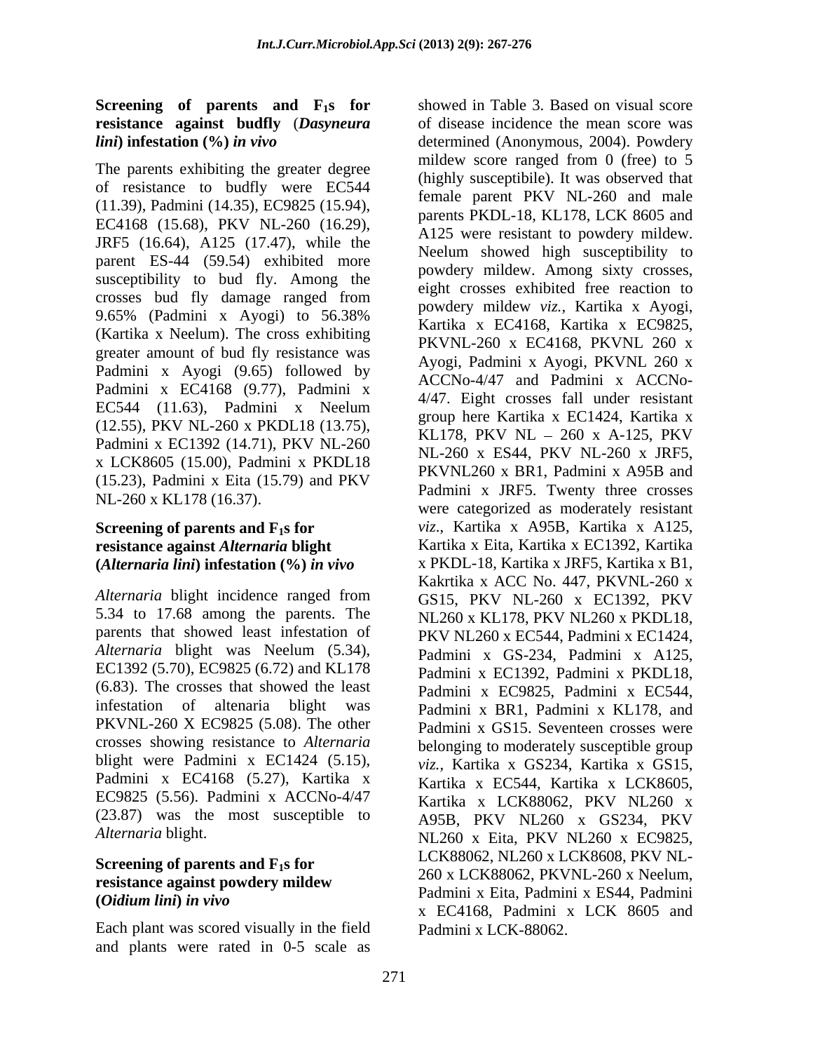### Screening of parents and $F_1$s for resistance against budfly (*Dasyneura lini*) infestation (%) *in vivo*

The parents exhibiting the greater degree of resistance to budfly were EC544 (11.39), Padmini (14.35), EC9825 (15.94), EC4168 (15.68), PKV NL-260 (16.29), JRF5 (16.64), A125 (17.47), while the parent ES-44 (59.54) exhibited more susceptibility to bud fly. Among the crosses bud fly damage ranged from 9.65% (Padmini x Ayogi) to 56.38% (Kartika x Neelum). The cross exhibiting greater amount of bud fly resistance was Padmini x Ayogi (9.65) followed by Padmini x EC4168 (9.77), Padmini x EC544 (11.63), Padmini x Neelum (12.55), PKV NL-260 x PKDL18 (13.75), Padmini x EC1392 (14.71), PKV NL-260 x LCK8605 (15.00), Padmini x PKDL18 (15.23), Padmini x Eita (15.79) and PKV NL-260 x KL178 (16.37).

### Screening of parents and $F_1$s for resistance against *Alternaria* blight (*Alternaria lini*) infestation (%) *in vivo*

*Alternaria* blight incidence ranged from 5.34 to 17.68 among the parents. The parents that showed least infestation of *Alternaria* blight was Neelum (5.34), EC1392 (5.70), EC9825 (6.72) and KL178 (6.83). The crosses that showed the least infestation of altenaria blight was PKVNL-260 X EC9825 (5.08). The other crosses showing resistance to *Alternaria* blight were Padmini x EC1424 (5.15), Padmini x EC4168 (5.27), Kartika x EC9825 (5.56). Padmini x ACCNo-4/47 (23.87) was the most susceptible to *Alternaria* blight.

### Screening of parents and $F_1$s for resistance against powdery mildew (*Oidium lini*) *in vivo*

Each plant was scored visually in the field and plants were rated in 0-5 scale as showed in Table 3. Based on visual score of disease incidence the mean score was determined (Anonymous, 2004). Powdery mildew score ranged from 0 (free) to 5 (highly susceptibile). It was observed that female parent PKV NL-260 and male parents PKDL-18, KL178, LCK 8605 and A125 were resistant to powdery mildew. Neelum showed high susceptibility to powdery mildew. Among sixty crosses, eight crosses exhibited free reaction to powdery mildew *viz.*, Kartika x Ayogi, Kartika x EC4168, Kartika x EC9825, PKVNL-260 x EC4168, PKVNL 260 x Ayogi, Padmini x Ayogi, PKVNL 260 x ACCNo-4/47 and Padmini x ACCNo-4/47. Eight crosses fall under resistant group here Kartika x EC1424, Kartika x KL178, PKV NL – 260 x A-125, PKV NL-260 x ES44, PKV NL-260 x JRF5, PKVNL260 x BR1, Padmini x A95B and Padmini x JRF5. Twenty three crosses were categorized as moderately resistant *viz*., Kartika x A95B, Kartika x A125, Kartika x Eita, Kartika x EC1392, Kartika x PKDL-18, Kartika x JRF5, Kartika x B1, Kakrtika x ACC No. 447, PKVNL-260 x GS15, PKV NL-260 x EC1392, PKV NL260 x KL178, PKV NL260 x PKDL18, PKV NL260 x EC544, Padmini x EC1424, Padmini x GS-234, Padmini x A125, Padmini x EC1392, Padmini x PKDL18, Padmini x EC9825, Padmini x EC544, Padmini x BR1, Padmini x KL178, and Padmini x GS15. Seventeen crosses were belonging to moderately susceptible group *viz.*, Kartika x GS234, Kartika x GS15, Kartika x EC544, Kartika x LCK8605, Kartika x LCK88062, PKV NL260 x A95B, PKV NL260 x GS234, PKV NL260 x Eita, PKV NL260 x EC9825, LCK88062, NL260 x LCK8608, PKV NL-260 x LCK88062, PKVNL-260 x Neelum, Padmini x Eita, Padmini x ES44, Padmini x EC4168, Padmini x LCK 8605 and Padmini x LCK-88062.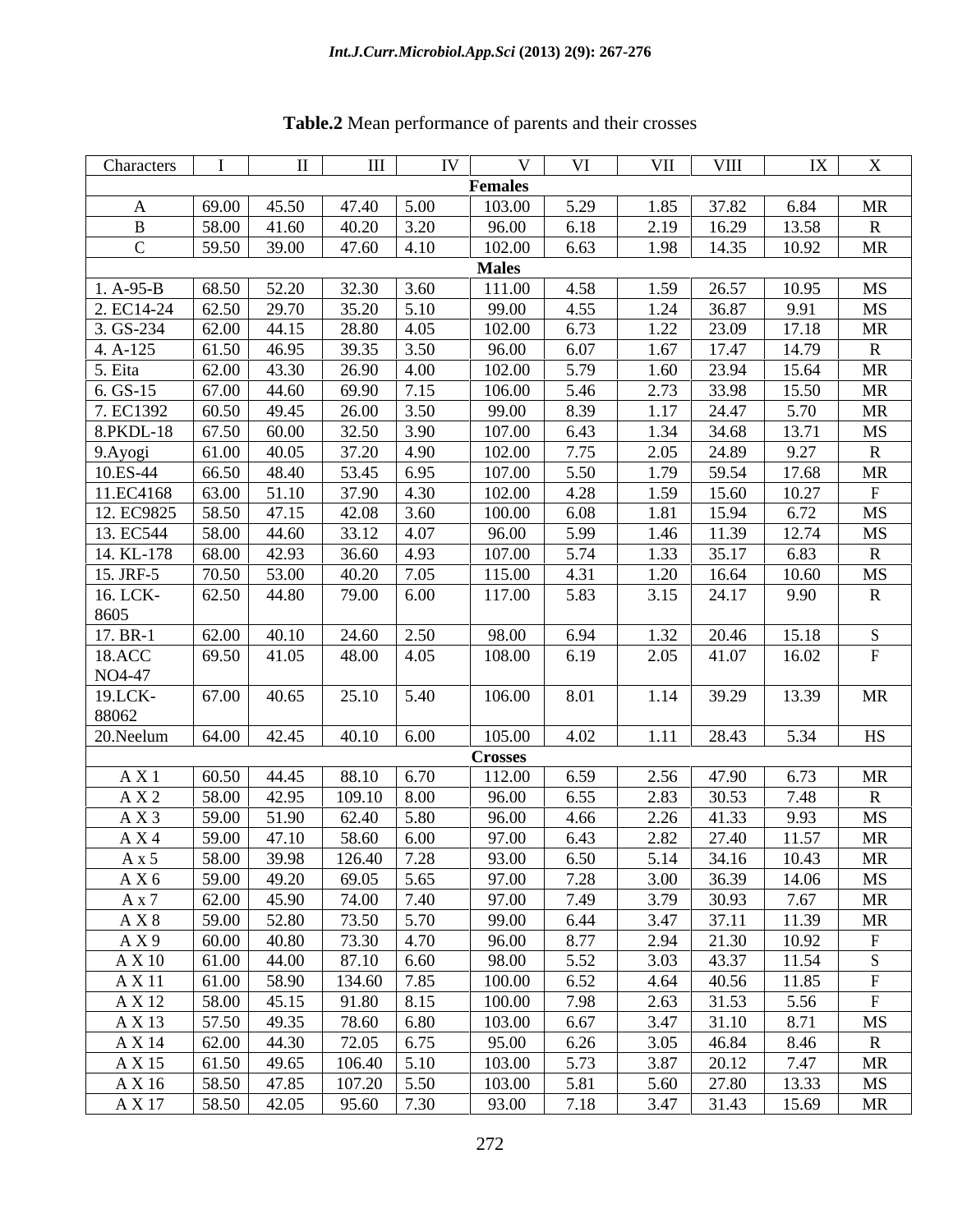**Table.2** Mean performance of parents and their crosses

| Characters | I | II | III | IV | V | VI | VII | VIII | IX | X |
|---|---|---|---|---|---|---|---|---|---|---|
| **Females** | | | | | | | | | | |
| A | 69.00 | 45.50 | 47.40 | 5.00 | 103.00 | 5.29 | 1.85 | 37.82 | 6.84 | MR |
| B | 58.00 | 41.60 | 40.20 | 3.20 | 96.00 | 6.18 | 2.19 | 16.29 | 13.58 | R |
| C | 59.50 | 39.00 | 47.60 | 4.10 | 102.00 | 6.63 | 1.98 | 14.35 | 10.92 | MR |
| **Males** | | | | | | | | | | |
| 1. A-95-B | 68.50 | 52.20 | 32.30 | 3.60 | 111.00 | 4.58 | 1.59 | 26.57 | 10.95 | MS |
| 2. EC14-24 | 62.50 | 29.70 | 35.20 | 5.10 | 99.00 | 4.55 | 1.24 | 36.87 | 9.91 | MS |
| 3. GS-234 | 62.00 | 44.15 | 28.80 | 4.05 | 102.00 | 6.73 | 1.22 | 23.09 | 17.18 | MR |
| 4. A-125 | 61.50 | 46.95 | 39.35 | 3.50 | 96.00 | 6.07 | 1.67 | 17.47 | 14.79 | R |
| 5. Eita | 62.00 | 43.30 | 26.90 | 4.00 | 102.00 | 5.79 | 1.60 | 23.94 | 15.64 | MR |
| 6. GS-15 | 67.00 | 44.60 | 69.90 | 7.15 | 106.00 | 5.46 | 2.73 | 33.98 | 15.50 | MR |
| 7. EC1392 | 60.50 | 49.45 | 26.00 | 3.50 | 99.00 | 8.39 | 1.17 | 24.47 | 5.70 | MR |
| 8.PKDL-18 | 67.50 | 60.00 | 32.50 | 3.90 | 107.00 | 6.43 | 1.34 | 34.68 | 13.71 | MS |
| 9.Ayogi | 61.00 | 40.05 | 37.20 | 4.90 | 102.00 | 7.75 | 2.05 | 24.89 | 9.27 | R |
| 10.ES-44 | 66.50 | 48.40 | 53.45 | 6.95 | 107.00 | 5.50 | 1.79 | 59.54 | 17.68 | MR |
| 11.EC4168 | 63.00 | 51.10 | 37.90 | 4.30 | 102.00 | 4.28 | 1.59 | 15.60 | 10.27 | F |
| 12. EC9825 | 58.50 | 47.15 | 42.08 | 3.60 | 100.00 | 6.08 | 1.81 | 15.94 | 6.72 | MS |
| 13. EC544 | 58.00 | 44.60 | 33.12 | 4.07 | 96.00 | 5.99 | 1.46 | 11.39 | 12.74 | MS |
| 14. KL-178 | 68.00 | 42.93 | 36.60 | 4.93 | 107.00 | 5.74 | 1.33 | 35.17 | 6.83 | R |
| 15. JRF-5 | 70.50 | 53.00 | 40.20 | 7.05 | 115.00 | 4.31 | 1.20 | 16.64 | 10.60 | MS |
| 16. LCK-8605 | 62.50 | 44.80 | 79.00 | 6.00 | 117.00 | 5.83 | 3.15 | 24.17 | 9.90 | R |
| 17. BR-1 | 62.00 | 40.10 | 24.60 | 2.50 | 98.00 | 6.94 | 1.32 | 20.46 | 15.18 | S |
| 18.ACC NO4-47 | 69.50 | 41.05 | 48.00 | 4.05 | 108.00 | 6.19 | 2.05 | 41.07 | 16.02 | F |
| 19.LCK-88062 | 67.00 | 40.65 | 25.10 | 5.40 | 106.00 | 8.01 | 1.14 | 39.29 | 13.39 | MR |
| 20.Neelum | 64.00 | 42.45 | 40.10 | 6.00 | 105.00 | 4.02 | 1.11 | 28.43 | 5.34 | HS |
| **Crosses** | | | | | | | | | | |
| A X 1 | 60.50 | 44.45 | 88.10 | 6.70 | 112.00 | 6.59 | 2.56 | 47.90 | 6.73 | MR |
| A X 2 | 58.00 | 42.95 | 109.10 | 8.00 | 96.00 | 6.55 | 2.83 | 30.53 | 7.48 | R |
| A X 3 | 59.00 | 51.90 | 62.40 | 5.80 | 96.00 | 4.66 | 2.26 | 41.33 | 9.93 | MS |
| A X 4 | 59.00 | 47.10 | 58.60 | 6.00 | 97.00 | 6.43 | 2.82 | 27.40 | 11.57 | MR |
| A x 5 | 58.00 | 39.98 | 126.40 | 7.28 | 93.00 | 6.50 | 5.14 | 34.16 | 10.43 | MR |
| A X 6 | 59.00 | 49.20 | 69.05 | 5.65 | 97.00 | 7.28 | 3.00 | 36.39 | 14.06 | MS |
| A x 7 | 62.00 | 45.90 | 74.00 | 7.40 | 97.00 | 7.49 | 3.79 | 30.93 | 7.67 | MR |
| A X 8 | 59.00 | 52.80 | 73.50 | 5.70 | 99.00 | 6.44 | 3.47 | 37.11 | 11.39 | MR |
| A X 9 | 60.00 | 40.80 | 73.30 | 4.70 | 96.00 | 8.77 | 2.94 | 21.30 | 10.92 | F |
| A X 10 | 61.00 | 44.00 | 87.10 | 6.60 | 98.00 | 5.52 | 3.03 | 43.37 | 11.54 | S |
| A X 11 | 61.00 | 58.90 | 134.60 | 7.85 | 100.00 | 6.52 | 4.64 | 40.56 | 11.85 | F |
| A X 12 | 58.00 | 45.15 | 91.80 | 8.15 | 100.00 | 7.98 | 2.63 | 31.53 | 5.56 | F |
| A X 13 | 57.50 | 49.35 | 78.60 | 6.80 | 103.00 | 6.67 | 3.47 | 31.10 | 8.71 | MS |
| A X 14 | 62.00 | 44.30 | 72.05 | 6.75 | 95.00 | 6.26 | 3.05 | 46.84 | 8.46 | R |
| A X 15 | 61.50 | 49.65 | 106.40 | 5.10 | 103.00 | 5.73 | 3.87 | 20.12 | 7.47 | MR |
| A X 16 | 58.50 | 47.85 | 107.20 | 5.50 | 103.00 | 5.81 | 5.60 | 27.80 | 13.33 | MS |
| A X 17 | 58.50 | 42.05 | 95.60 | 7.30 | 93.00 | 7.18 | 3.47 | 31.43 | 15.69 | MR |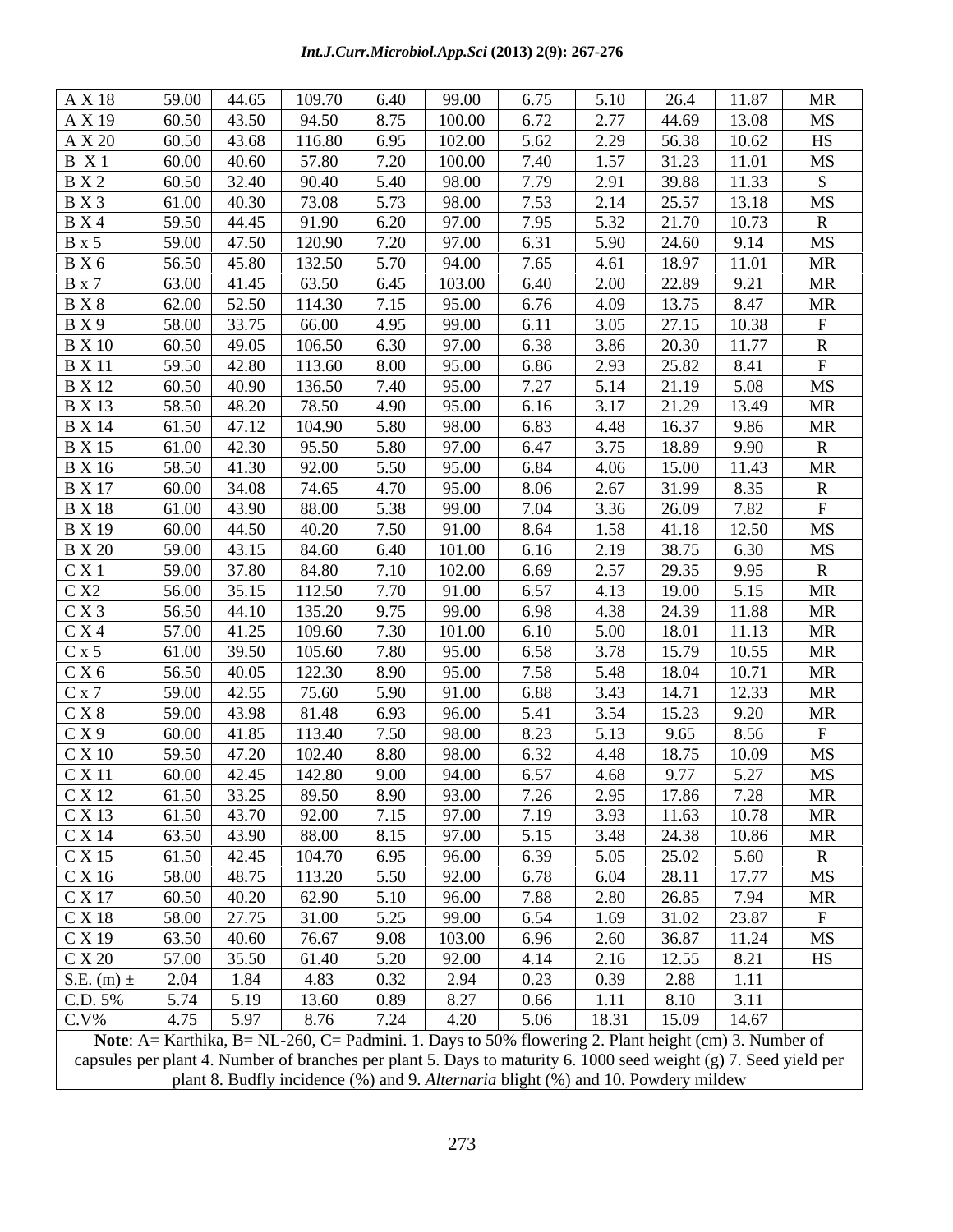| A X 18 | 59.00 | 44.65 | 109.70 | 6.40 | 99.00 | 6.75 | 5.10 | 26.4 | 11.87 | MR |
|---|---|---|---|---|---|---|---|---|---|---|
| A X 19 | 60.50 | 43.50 | 94.50 | 8.75 | 100.00 | 6.72 | 2.77 | 44.69 | 13.08 | MS |
| A X 20 | 60.50 | 43.68 | 116.80 | 6.95 | 102.00 | 5.62 | 2.29 | 56.38 | 10.62 | HS |
| B X 1 | 60.00 | 40.60 | 57.80 | 7.20 | 100.00 | 7.40 | 1.57 | 31.23 | 11.01 | MS |
| B X 2 | 60.50 | 32.40 | 90.40 | 5.40 | 98.00 | 7.79 | 2.91 | 39.88 | 11.33 | S |
| B X 3 | 61.00 | 40.30 | 73.08 | 5.73 | 98.00 | 7.53 | 2.14 | 25.57 | 13.18 | MS |
| B X 4 | 59.50 | 44.45 | 91.90 | 6.20 | 97.00 | 7.95 | 5.32 | 21.70 | 10.73 | R |
| B x 5 | 59.00 | 47.50 | 120.90 | 7.20 | 97.00 | 6.31 | 5.90 | 24.60 | 9.14 | MS |
| B X 6 | 56.50 | 45.80 | 132.50 | 5.70 | 94.00 | 7.65 | 4.61 | 18.97 | 11.01 | MR |
| B x 7 | 63.00 | 41.45 | 63.50 | 6.45 | 103.00 | 6.40 | 2.00 | 22.89 | 9.21 | MR |
| B X 8 | 62.00 | 52.50 | 114.30 | 7.15 | 95.00 | 6.76 | 4.09 | 13.75 | 8.47 | MR |
| B X 9 | 58.00 | 33.75 | 66.00 | 4.95 | 99.00 | 6.11 | 3.05 | 27.15 | 10.38 | F |
| B X 10 | 60.50 | 49.05 | 106.50 | 6.30 | 97.00 | 6.38 | 3.86 | 20.30 | 11.77 | R |
| B X 11 | 59.50 | 42.80 | 113.60 | 8.00 | 95.00 | 6.86 | 2.93 | 25.82 | 8.41 | F |
| B X 12 | 60.50 | 40.90 | 136.50 | 7.40 | 95.00 | 7.27 | 5.14 | 21.19 | 5.08 | MS |
| B X 13 | 58.50 | 48.20 | 78.50 | 4.90 | 95.00 | 6.16 | 3.17 | 21.29 | 13.49 | MR |
| B X 14 | 61.50 | 47.12 | 104.90 | 5.80 | 98.00 | 6.83 | 4.48 | 16.37 | 9.86 | MR |
| B X 15 | 61.00 | 42.30 | 95.50 | 5.80 | 97.00 | 6.47 | 3.75 | 18.89 | 9.90 | R |
| B X 16 | 58.50 | 41.30 | 92.00 | 5.50 | 95.00 | 6.84 | 4.06 | 15.00 | 11.43 | MR |
| B X 17 | 60.00 | 34.08 | 74.65 | 4.70 | 95.00 | 8.06 | 2.67 | 31.99 | 8.35 | R |
| B X 18 | 61.00 | 43.90 | 88.00 | 5.38 | 99.00 | 7.04 | 3.36 | 26.09 | 7.82 | F |
| B X 19 | 60.00 | 44.50 | 40.20 | 7.50 | 91.00 | 8.64 | 1.58 | 41.18 | 12.50 | MS |
| B X 20 | 59.00 | 43.15 | 84.60 | 6.40 | 101.00 | 6.16 | 2.19 | 38.75 | 6.30 | MS |
| C X 1 | 59.00 | 37.80 | 84.80 | 7.10 | 102.00 | 6.69 | 2.57 | 29.35 | 9.95 | R |
| C X2 | 56.00 | 35.15 | 112.50 | 7.70 | 91.00 | 6.57 | 4.13 | 19.00 | 5.15 | MR |
| C X 3 | 56.50 | 44.10 | 135.20 | 9.75 | 99.00 | 6.98 | 4.38 | 24.39 | 11.88 | MR |
| C X 4 | 57.00 | 41.25 | 109.60 | 7.30 | 101.00 | 6.10 | 5.00 | 18.01 | 11.13 | MR |
| C x 5 | 61.00 | 39.50 | 105.60 | 7.80 | 95.00 | 6.58 | 3.78 | 15.79 | 10.55 | MR |
| C X 6 | 56.50 | 40.05 | 122.30 | 8.90 | 95.00 | 7.58 | 5.48 | 18.04 | 10.71 | MR |
| C x 7 | 59.00 | 42.55 | 75.60 | 5.90 | 91.00 | 6.88 | 3.43 | 14.71 | 12.33 | MR |
| C X 8 | 59.00 | 43.98 | 81.48 | 6.93 | 96.00 | 5.41 | 3.54 | 15.23 | 9.20 | MR |
| C X 9 | 60.00 | 41.85 | 113.40 | 7.50 | 98.00 | 8.23 | 5.13 | 9.65 | 8.56 | F |
| C X 10 | 59.50 | 47.20 | 102.40 | 8.80 | 98.00 | 6.32 | 4.48 | 18.75 | 10.09 | MS |
| C X 11 | 60.00 | 42.45 | 142.80 | 9.00 | 94.00 | 6.57 | 4.68 | 9.77 | 5.27 | MS |
| C X 12 | 61.50 | 33.25 | 89.50 | 8.90 | 93.00 | 7.26 | 2.95 | 17.86 | 7.28 | MR |
| C X 13 | 61.50 | 43.70 | 92.00 | 7.15 | 97.00 | 7.19 | 3.93 | 11.63 | 10.78 | MR |
| C X 14 | 63.50 | 43.90 | 88.00 | 8.15 | 97.00 | 5.15 | 3.48 | 24.38 | 10.86 | MR |
| C X 15 | 61.50 | 42.45 | 104.70 | 6.95 | 96.00 | 6.39 | 5.05 | 25.02 | 5.60 | R |
| C X 16 | 58.00 | 48.75 | 113.20 | 5.50 | 92.00 | 6.78 | 6.04 | 28.11 | 17.77 | MS |
| C X 17 | 60.50 | 40.20 | 62.90 | 5.10 | 96.00 | 7.88 | 2.80 | 26.85 | 7.94 | MR |
| C X 18 | 58.00 | 27.75 | 31.00 | 5.25 | 99.00 | 6.54 | 1.69 | 31.02 | 23.87 | F |
| C X 19 | 63.50 | 40.60 | 76.67 | 9.08 | 103.00 | 6.96 | 2.60 | 36.87 | 11.24 | MS |
| C X 20 | 57.00 | 35.50 | 61.40 | 5.20 | 92.00 | 4.14 | 2.16 | 12.55 | 8.21 | HS |
| S.E. (m) ± | 2.04 | 1.84 | 4.83 | 0.32 | 2.94 | 0.23 | 0.39 | 2.88 | 1.11 | |
| C.D. 5% | 5.74 | 5.19 | 13.60 | 0.89 | 8.27 | 0.66 | 1.11 | 8.10 | 3.11 | |
| C.V% | 4.75 | 5.97 | 8.76 | 7.24 | 4.20 | 5.06 | 18.31 | 15.09 | 14.67 | |

**Note**: A= Karthika, B= NL-260, C= Padmini. 1. Days to 50% flowering 2. Plant height (cm) 3. Number of capsules per plant 4. Number of branches per plant 5. Days to maturity 6. 1000 seed weight (g) 7. Seed yield per plant 8. Budfly incidence (%) and 9. *Alternaria* blight (%) and 10. Powdery mildew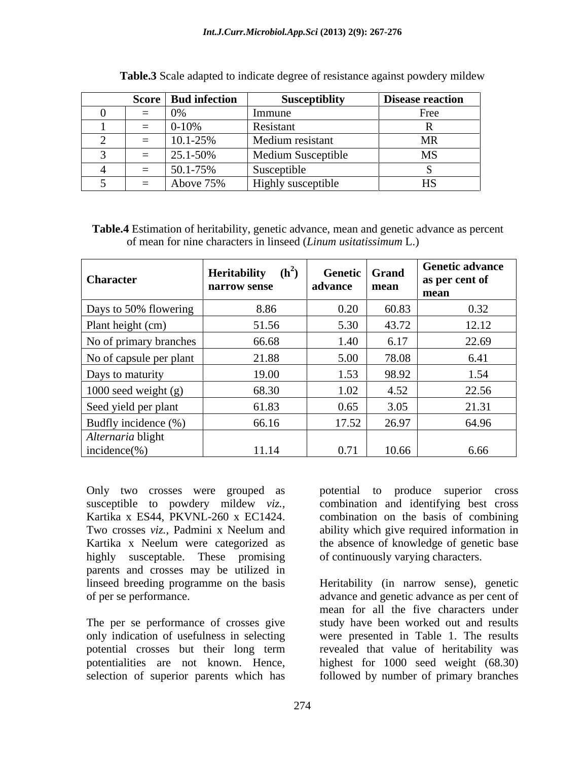**Table.3** Scale adapted to indicate degree of resistance against powdery mildew

| Score | | Bud infection | Susceptiblity | Disease reaction |
|---|---|---|---|---|
| 0 | = | 0% | Immune | Free |
| 1 | = | 0-10% | Resistant | R |
| 2 | = | 10.1-25% | Medium resistant | MR |
| 3 | = | 25.1-50% | Medium Susceptible | MS |
| 4 | = | 50.1-75% | Susceptible | S |
| 5 | = | Above 75% | Highly susceptible | HS |

**Table.4** Estimation of heritability, genetic advance, mean and genetic advance as percent of mean for nine characters in linseed (*Linum usitatissimum* L.)

| Character | Heritability ($h^2$) narrow sense | Genetic advance | Grand mean | Genetic advance as per cent of mean |
|---|---|---|---|---|
| Days to 50% flowering | 8.86 | 0.20 | 60.83 | 0.32 |
| Plant height (cm) | 51.56 | 5.30 | 43.72 | 12.12 |
| No of primary branches | 66.68 | 1.40 | 6.17 | 22.69 |
| No of capsule per plant | 21.88 | 5.00 | 78.08 | 6.41 |
| Days to maturity | 19.00 | 1.53 | 98.92 | 1.54 |
| 1000 seed weight (g) | 68.30 | 1.02 | 4.52 | 22.56 |
| Seed yield per plant | 61.83 | 0.65 | 3.05 | 21.31 |
| Budfly incidence (%) | 66.16 | 17.52 | 26.97 | 64.96 |
| *Alternaria* blight incidence(%) | 11.14 | 0.71 | 10.66 | 6.66 |

Only two crosses were grouped as susceptible to powdery mildew *viz.,* Kartika x ES44, PKVNL-260 x EC1424. Two crosses *viz.,* Padmini x Neelum and Kartika x Neelum were categorized as highly susceptable. These promising parents and crosses may be utilized in linseed breeding programme on the basis of per se performance.

The per se performance of crosses give only indication of usefulness in selecting potential crosses but their long term potentialities are not known. Hence, selection of superior parents which has potential to produce superior cross combination and identifying best cross combination on the basis of combining ability which give required information in the absence of knowledge of genetic base of continuously varying characters.

Heritability (in narrow sense), genetic advance and genetic advance as per cent of mean for all the five characters under study have been worked out and results were presented in Table 1. The results revealed that value of heritability was highest for 1000 seed weight (68.30) followed by number of primary branches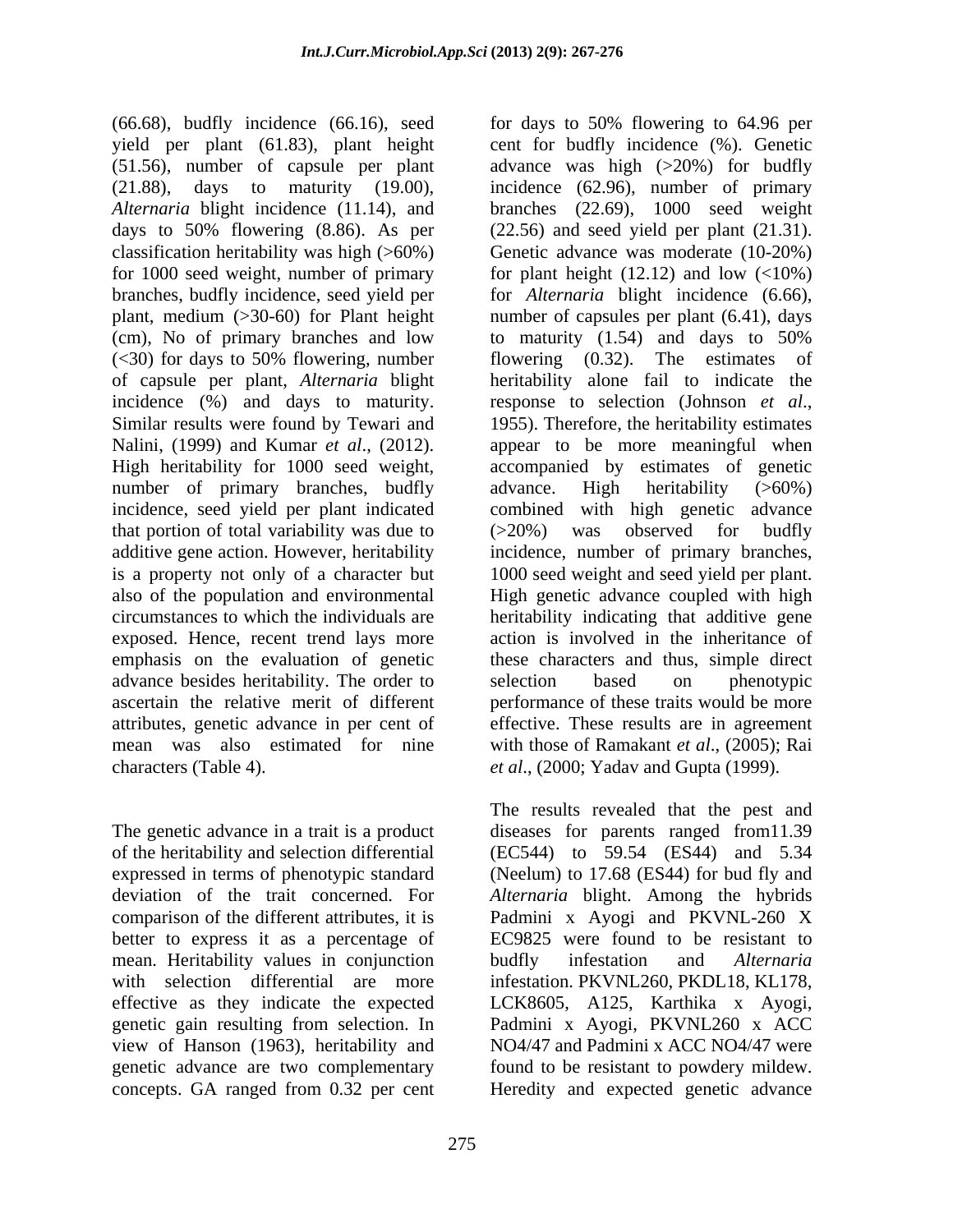(66.68), budfly incidence (66.16), seed yield per plant (61.83), plant height (51.56), number of capsule per plant (21.88), days to maturity (19.00), *Alternaria* blight incidence (11.14), and days to 50% flowering (8.86). As per classification heritability was high (>60%) for 1000 seed weight, number of primary branches, budfly incidence, seed yield per plant, medium (>30-60) for Plant height (cm), No of primary branches and low (<30) for days to 50% flowering, number of capsule per plant, *Alternaria* blight incidence (%) and days to maturity. Similar results were found by Tewari and Nalini, (1999) and Kumar *et al*., (2012). High heritability for 1000 seed weight, number of primary branches, budfly incidence, seed yield per plant indicated that portion of total variability was due to additive gene action. However, heritability is a property not only of a character but also of the population and environmental circumstances to which the individuals are exposed. Hence, recent trend lays more emphasis on the evaluation of genetic advance besides heritability. The order to ascertain the relative merit of different attributes, genetic advance in per cent of mean was also estimated for nine characters (Table 4).

The genetic advance in a trait is a product of the heritability and selection differential expressed in terms of phenotypic standard deviation of the trait concerned. For comparison of the different attributes, it is better to express it as a percentage of mean. Heritability values in conjunction with selection differential are more effective as they indicate the expected genetic gain resulting from selection. In view of Hanson (1963), heritability and genetic advance are two complementary concepts. GA ranged from 0.32 per cent for days to 50% flowering to 64.96 per cent for budfly incidence (%). Genetic advance was high (>20%) for budfly incidence (62.96), number of primary branches (22.69), 1000 seed weight (22.56) and seed yield per plant (21.31). Genetic advance was moderate (10-20%) for plant height (12.12) and low (<10%) for *Alternaria* blight incidence (6.66), number of capsules per plant (6.41), days to maturity (1.54) and days to 50% flowering (0.32). The estimates of heritability alone fail to indicate the response to selection (Johnson *et al*., 1955). Therefore, the heritability estimates appear to be more meaningful when accompanied by estimates of genetic advance. High heritability (>60%) combined with high genetic advance (>20%) was observed for budfly incidence, number of primary branches, 1000 seed weight and seed yield per plant. High genetic advance coupled with high heritability indicating that additive gene action is involved in the inheritance of these characters and thus, simple direct selection based on phenotypic performance of these traits would be more effective. These results are in agreement with those of Ramakant *et al*., (2005); Rai *et al*., (2000; Yadav and Gupta (1999).

The results revealed that the pest and diseases for parents ranged from11.39 (EC544) to 59.54 (ES44) and 5.34 (Neelum) to 17.68 (ES44) for bud fly and *Alternaria* blight. Among the hybrids Padmini x Ayogi and PKVNL-260 X EC9825 were found to be resistant to budfly infestation and *Alternaria* infestation. PKVNL260, PKDL18, KL178, LCK8605, A125, Karthika x Ayogi, Padmini x Ayogi, PKVNL260 x ACC NO4/47 and Padmini x ACC NO4/47 were found to be resistant to powdery mildew. Heredity and expected genetic advance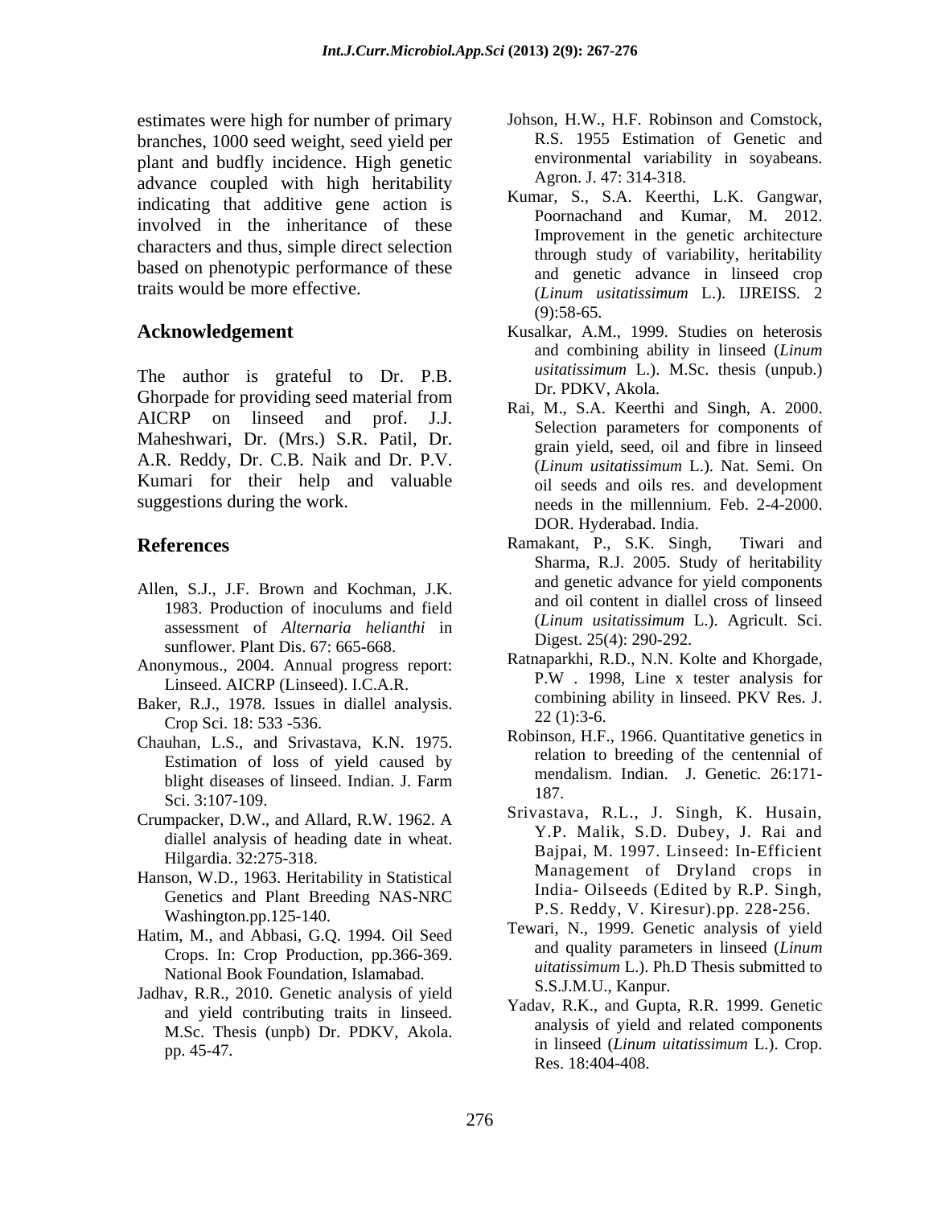estimates were high for number of primary branches, 1000 seed weight, seed yield per plant and budfly incidence. High genetic advance coupled with high heritability indicating that additive gene action is involved in the inheritance of these characters and thus, simple direct selection based on phenotypic performance of these traits would be more effective.

## Acknowledgement

The author is grateful to Dr. P.B. Ghorpade for providing seed material from AICRP on linseed and prof. J.J. Maheshwari, Dr. (Mrs.) S.R. Patil, Dr. A.R. Reddy, Dr. C.B. Naik and Dr. P.V. Kumari for their help and valuable suggestions during the work.

## References

Allen, S.J., J.F. Brown and Kochman, J.K. 1983. Production of inoculums and field assessment of *Alternaria helianthi* in sunflower. Plant Dis. 67: 665-668.

Anonymous., 2004. Annual progress report: Linseed. AICRP (Linseed). I.C.A.R.

Baker, R.J., 1978. Issues in diallel analysis. Crop Sci. 18: 533 -536.

Chauhan, L.S., and Srivastava, K.N. 1975. Estimation of loss of yield caused by blight diseases of linseed. Indian. J. Farm Sci. 3:107-109.

Crumpacker, D.W., and Allard, R.W. 1962. A diallel analysis of heading date in wheat. Hilgardia. 32:275-318.

Hanson, W.D., 1963. Heritability in Statistical Genetics and Plant Breeding NAS-NRC Washington.pp.125-140.

Hatim, M., and Abbasi, G.Q. 1994. Oil Seed Crops. In: Crop Production, pp.366-369. National Book Foundation, Islamabad.

Jadhav, R.R., 2010. Genetic analysis of yield and yield contributing traits in linseed. M.Sc. Thesis (unpb) Dr. PDKV, Akola. pp. 45-47.

Johson, H.W., H.F. Robinson and Comstock, R.S. 1955 Estimation of Genetic and environmental variability in soyabeans. Agron. J. 47: 314-318.

Kumar, S., S.A. Keerthi, L.K. Gangwar, Poornachand and Kumar, M. 2012. Improvement in the genetic architecture through study of variability, heritability and genetic advance in linseed crop (*Linum usitatissimum* L.). IJREISS. 2 (9):58-65.

Kusalkar, A.M., 1999. Studies on heterosis and combining ability in linseed (*Linum usitatissimum* L.). M.Sc. thesis (unpub.) Dr. PDKV, Akola.

Rai, M., S.A. Keerthi and Singh, A. 2000. Selection parameters for components of grain yield, seed, oil and fibre in linseed (*Linum usitatissimum* L.). Nat. Semi. On oil seeds and oils res. and development needs in the millennium. Feb. 2-4-2000. DOR. Hyderabad. India.

Ramakant, P., S.K. Singh, Tiwari and Sharma, R.J. 2005. Study of heritability and genetic advance for yield components and oil content in diallel cross of linseed (*Linum usitatissimum* L.). Agricult. Sci. Digest. 25(4): 290-292.

Ratnaparkhi, R.D., N.N. Kolte and Khorgade, P.W . 1998, Line x tester analysis for combining ability in linseed. PKV Res. J. 22 (1):3-6.

Robinson, H.F., 1966. Quantitative genetics in relation to breeding of the centennial of mendalism. Indian. J. Genetic. 26:171-187.

Srivastava, R.L., J. Singh, K. Husain, Y.P. Malik, S.D. Dubey, J. Rai and Bajpai, M. 1997. Linseed: In-Efficient Management of Dryland crops in India- Oilseeds (Edited by R.P. Singh, P.S. Reddy, V. Kiresur).pp. 228-256.

Tewari, N., 1999. Genetic analysis of yield and quality parameters in linseed (*Linum uitatissimum* L.). Ph.D Thesis submitted to S.S.J.M.U., Kanpur.

Yadav, R.K., and Gupta, R.R. 1999. Genetic analysis of yield and related components in linseed (*Linum uitatissimum* L.). Crop. Res. 18:404-408.